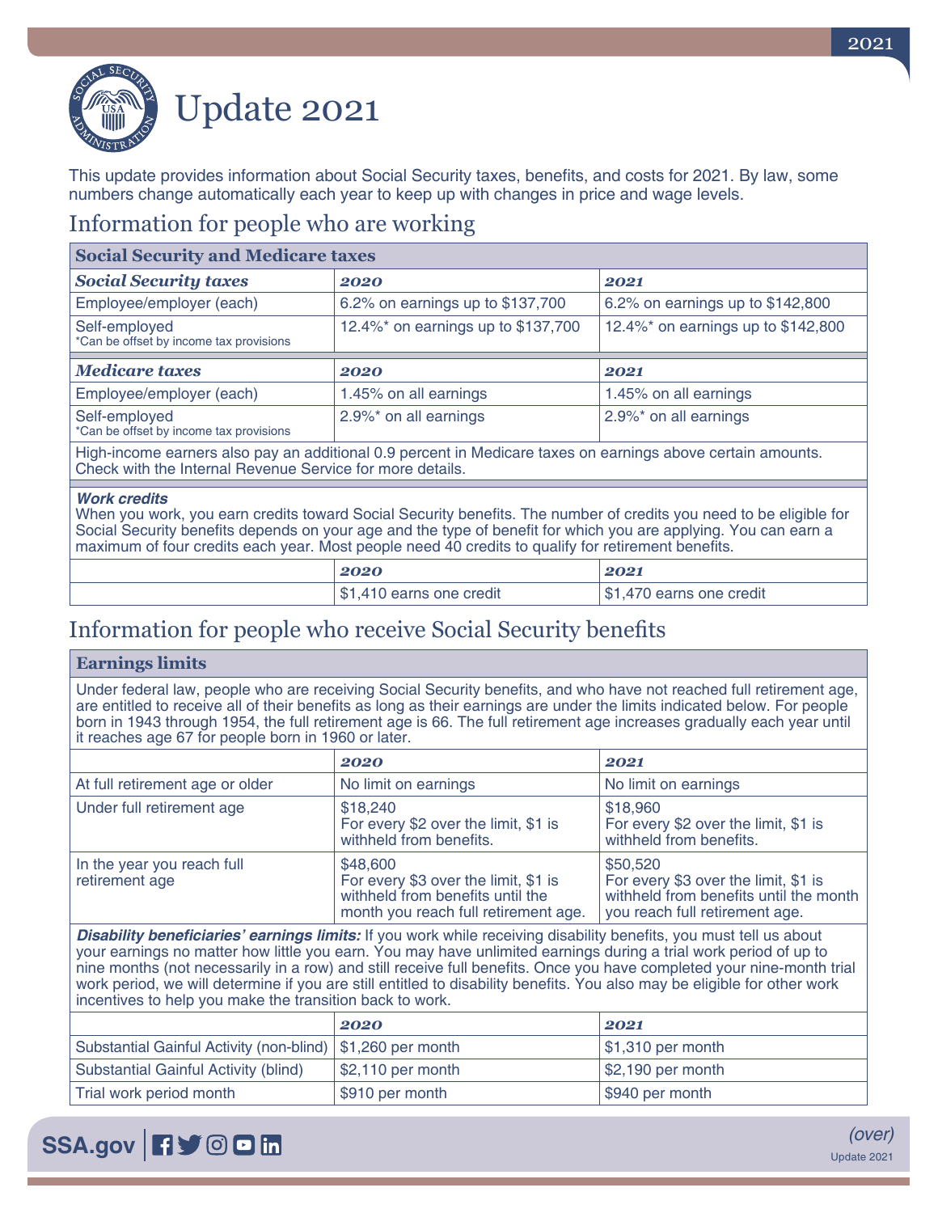# Update 2021

This update provides information about Social Security taxes, benefits, and costs for 2021. By law, some numbers change automatically each year to keep up with changes in price and wage levels.

## Information for people who are working

| **Social Security and Medicare taxes** | | |
|---|---|---|
| ***Social Security taxes*** | ***2020*** | ***2021*** |
| Employee/employer (each) | 6.2% on earnings up to $137,700 | 6.2% on earnings up to $142,800 |
| Self-employed<br>*Can be offset by income tax provisions | 12.4%* on earnings up to $137,700 | 12.4%* on earnings up to $142,800 |
| ***Medicare taxes*** | ***2020*** | ***2021*** |
| Employee/employer (each) | 1.45% on all earnings | 1.45% on all earnings |
| Self-employed<br>*Can be offset by income tax provisions | 2.9%* on all earnings | 2.9%* on all earnings |
| High-income earners also pay an additional 0.9 percent in Medicare taxes on earnings above certain amounts. Check with the Internal Revenue Service for more details. | | |

***Work credits***
When you work, you earn credits toward Social Security benefits. The number of credits you need to be eligible for Social Security benefits depends on your age and the type of benefit for which you are applying. You can earn a maximum of four credits each year. Most people need 40 credits to qualify for retirement benefits.

| | ***2020*** | ***2021*** |
|---|---|---|
| | $1,410 earns one credit | $1,470 earns one credit |

## Information for people who receive Social Security benefits

**Earnings limits**

Under federal law, people who are receiving Social Security benefits, and who have not reached full retirement age, are entitled to receive all of their benefits as long as their earnings are under the limits indicated below. For people born in 1943 through 1954, the full retirement age is 66. The full retirement age increases gradually each year until it reaches age 67 for people born in 1960 or later.

| | ***2020*** | ***2021*** |
|---|---|---|
| At full retirement age or older | No limit on earnings | No limit on earnings |
| Under full retirement age | $18,240<br>For every $2 over the limit, $1 is withheld from benefits. | $18,960<br>For every $2 over the limit, $1 is withheld from benefits. |
| In the year you reach full retirement age | $48,600<br>For every $3 over the limit, $1 is withheld from benefits until the month you reach full retirement age. | $50,520<br>For every $3 over the limit, $1 is withheld from benefits until the month you reach full retirement age. |

***Disability beneficiaries' earnings limits:*** If you work while receiving disability benefits, you must tell us about your earnings no matter how little you earn. You may have unlimited earnings during a trial work period of up to nine months (not necessarily in a row) and still receive full benefits. Once you have completed your nine-month trial work period, we will determine if you are still entitled to disability benefits. You also may be eligible for other work incentives to help you make the transition back to work.

| | ***2020*** | ***2021*** |
|---|---|---|
| Substantial Gainful Activity (non-blind) | $1,260 per month | $1,310 per month |
| Substantial Gainful Activity (blind) | $2,110 per month | $2,190 per month |
| Trial work period month | $910 per month | $940 per month |

SSA.gov

*(over)*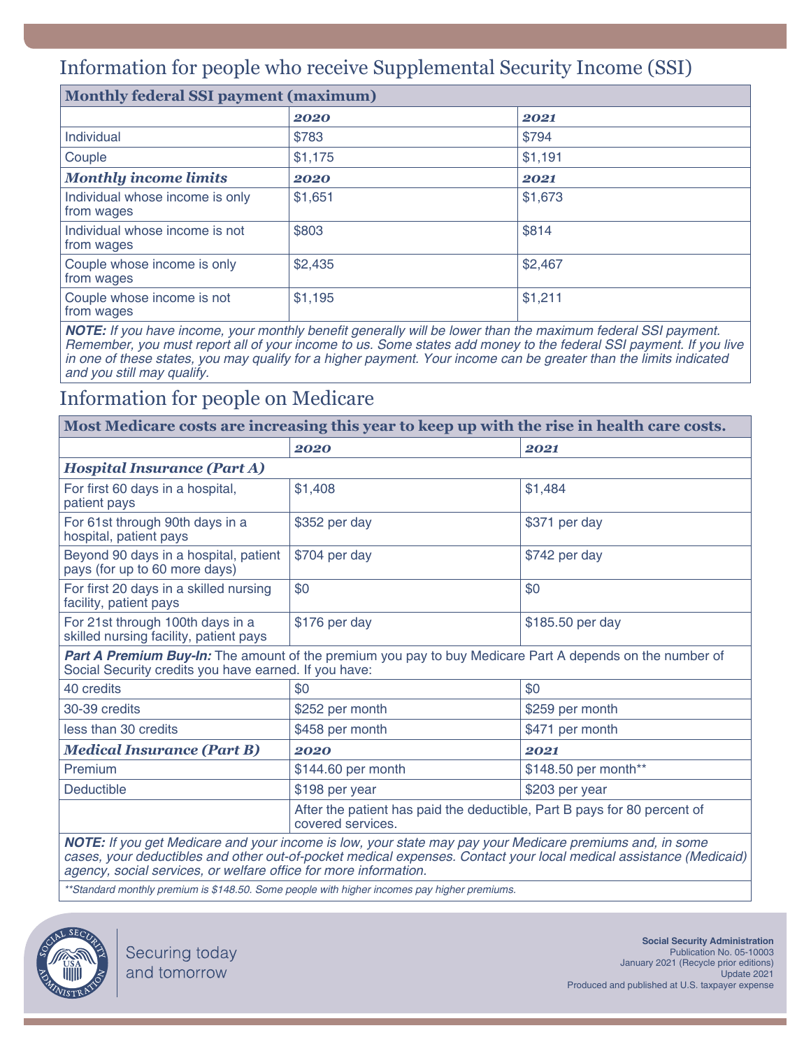## Information for people who receive Supplemental Security Income (SSI)

| **Monthly federal SSI payment (maximum)** | | |
|---|---|---|
| | ***2020*** | ***2021*** |
| Individual | $783 | $794 |
| Couple | $1,175 | $1,191 |
| ***Monthly income limits*** | ***2020*** | ***2021*** |
| Individual whose income is only from wages | $1,651 | $1,673 |
| Individual whose income is not from wages | $803 | $814 |
| Couple whose income is only from wages | $2,435 | $2,467 |
| Couple whose income is not from wages | $1,195 | $1,211 |

***NOTE:*** *If you have income, your monthly benefit generally will be lower than the maximum federal SSI payment. Remember, you must report all of your income to us. Some states add money to the federal SSI payment. If you live in one of these states, you may qualify for a higher payment. Your income can be greater than the limits indicated and you still may qualify.*

## Information for people on Medicare

| **Most Medicare costs are increasing this year to keep up with the rise in health care costs.** | | |
|---|---|---|
| | ***2020*** | ***2021*** |
| ***Hospital Insurance (Part A)*** | | |
| For first 60 days in a hospital, patient pays | $1,408 | $1,484 |
| For 61st through 90th days in a hospital, patient pays | $352 per day | $371 per day |
| Beyond 90 days in a hospital, patient pays (for up to 60 more days) | $704 per day | $742 per day |
| For first 20 days in a skilled nursing facility, patient pays | $0 | $0 |
| For 21st through 100th days in a skilled nursing facility, patient pays | $176 per day | $185.50 per day |
| ***Part A Premium Buy-In:*** The amount of the premium you pay to buy Medicare Part A depends on the number of Social Security credits you have earned. If you have: | | |
| 40 credits | $0 | $0 |
| 30-39 credits | $252 per month | $259 per month |
| less than 30 credits | $458 per month | $471 per month |
| ***Medical Insurance (Part B)*** | ***2020*** | ***2021*** |
| Premium | $144.60 per month | $148.50 per month** |
| Deductible | $198 per year | $203 per year |
| | After the patient has paid the deductible, Part B pays for 80 percent of covered services. | |

***NOTE:*** *If you get Medicare and your income is low, your state may pay your Medicare premiums and, in some cases, your deductibles and other out-of-pocket medical expenses. Contact your local medical assistance (Medicaid) agency, social services, or welfare office for more information.*

*\*\*Standard monthly premium is $148.50. Some people with higher incomes pay higher premiums.*

Securing today and tomorrow

**Social Security Administration**
Publication No. 05-10003
January 2021 (Recycle prior editions)
Update 2021
Produced and published at U.S. taxpayer expense